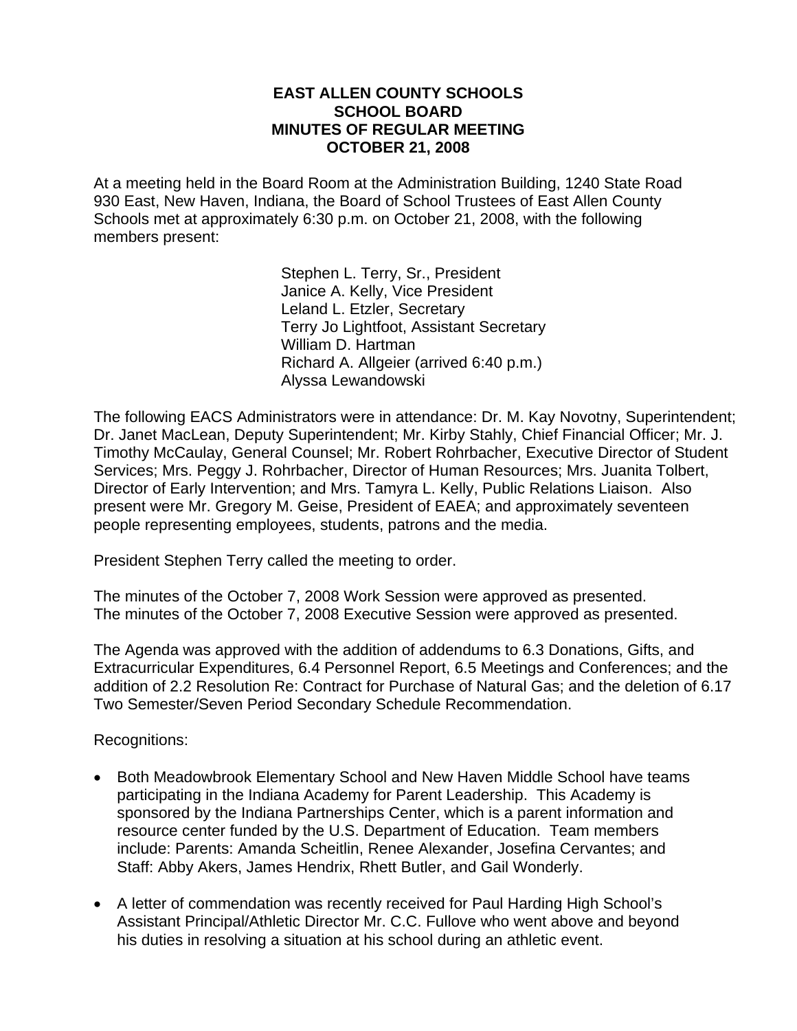# EAST ALLEN COUNTY SCHOOLS
## SCHOOL BOARD
## MINUTES OF REGULAR MEETING
## OCTOBER 21, 2008

At a meeting held in the Board Room at the Administration Building, 1240 State Road 930 East, New Haven, Indiana, the Board of School Trustees of East Allen County Schools met at approximately 6:30 p.m. on October 21, 2008, with the following members present:

Stephen L. Terry, Sr., President
Janice A. Kelly, Vice President
Leland L. Etzler, Secretary
Terry Jo Lightfoot, Assistant Secretary
William D. Hartman
Richard A. Allgeier (arrived 6:40 p.m.)
Alyssa Lewandowski

The following EACS Administrators were in attendance: Dr. M. Kay Novotny, Superintendent; Dr. Janet MacLean, Deputy Superintendent; Mr. Kirby Stahly, Chief Financial Officer; Mr. J. Timothy McCaulay, General Counsel; Mr. Robert Rohrbacher, Executive Director of Student Services; Mrs. Peggy J. Rohrbacher, Director of Human Resources; Mrs. Juanita Tolbert, Director of Early Intervention; and Mrs. Tamyra L. Kelly, Public Relations Liaison. Also present were Mr. Gregory M. Geise, President of EAEA; and approximately seventeen people representing employees, students, patrons and the media.

President Stephen Terry called the meeting to order.

The minutes of the October 7, 2008 Work Session were approved as presented.
The minutes of the October 7, 2008 Executive Session were approved as presented.

The Agenda was approved with the addition of addendums to 6.3 Donations, Gifts, and Extracurricular Expenditures, 6.4 Personnel Report, 6.5 Meetings and Conferences; and the addition of 2.2 Resolution Re: Contract for Purchase of Natural Gas; and the deletion of 6.17 Two Semester/Seven Period Secondary Schedule Recommendation.

Recognitions:

- Both Meadowbrook Elementary School and New Haven Middle School have teams participating in the Indiana Academy for Parent Leadership. This Academy is sponsored by the Indiana Partnerships Center, which is a parent information and resource center funded by the U.S. Department of Education. Team members include: Parents: Amanda Scheitlin, Renee Alexander, Josefina Cervantes; and Staff: Abby Akers, James Hendrix, Rhett Butler, and Gail Wonderly.

- A letter of commendation was recently received for Paul Harding High School's Assistant Principal/Athletic Director Mr. C.C. Fullove who went above and beyond his duties in resolving a situation at his school during an athletic event.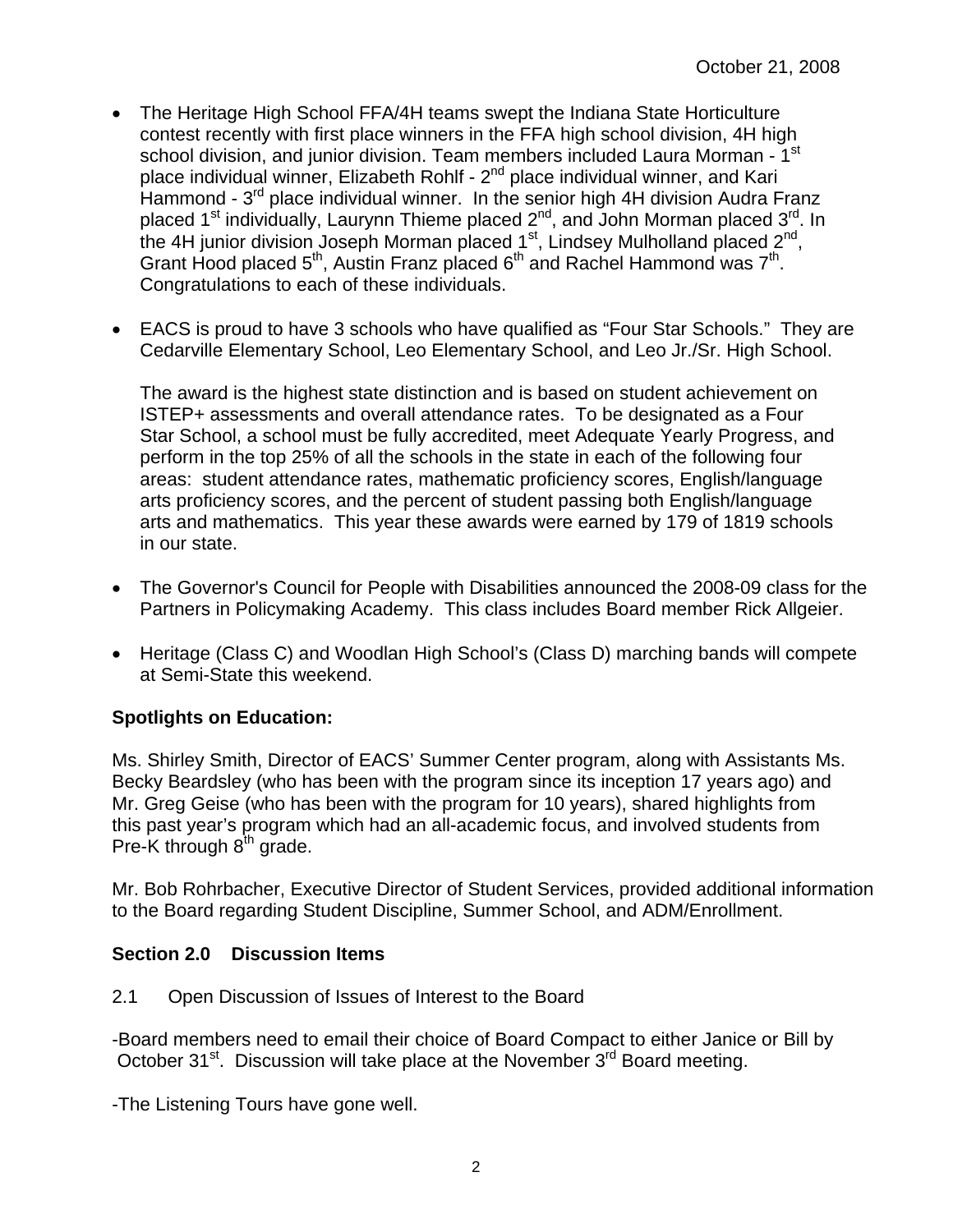- The Heritage High School FFA/4H teams swept the Indiana State Horticulture contest recently with first place winners in the FFA high school division, 4H high school division, and junior division. Team members included Laura Morman - 1st place individual winner, Elizabeth Rohlf - 2nd place individual winner, and Kari Hammond - 3rd place individual winner. In the senior high 4H division Audra Franz placed 1st individually, Laurynn Thieme placed 2nd, and John Morman placed 3rd. In the 4H junior division Joseph Morman placed 1st, Lindsey Mulholland placed 2nd, Grant Hood placed 5th, Austin Franz placed 6th and Rachel Hammond was 7th. Congratulations to each of these individuals.

- EACS is proud to have 3 schools who have qualified as "Four Star Schools." They are Cedarville Elementary School, Leo Elementary School, and Leo Jr./Sr. High School.

  The award is the highest state distinction and is based on student achievement on ISTEP+ assessments and overall attendance rates. To be designated as a Four Star School, a school must be fully accredited, meet Adequate Yearly Progress, and perform in the top 25% of all the schools in the state in each of the following four areas: student attendance rates, mathematic proficiency scores, English/language arts proficiency scores, and the percent of student passing both English/language arts and mathematics. This year these awards were earned by 179 of 1819 schools in our state.

- The Governor's Council for People with Disabilities announced the 2008-09 class for the Partners in Policymaking Academy. This class includes Board member Rick Allgeier.

- Heritage (Class C) and Woodlan High School's (Class D) marching bands will compete at Semi-State this weekend.

**Spotlights on Education:**

Ms. Shirley Smith, Director of EACS' Summer Center program, along with Assistants Ms. Becky Beardsley (who has been with the program since its inception 17 years ago) and Mr. Greg Geise (who has been with the program for 10 years), shared highlights from this past year's program which had an all-academic focus, and involved students from Pre-K through 8th grade.

Mr. Bob Rohrbacher, Executive Director of Student Services, provided additional information to the Board regarding Student Discipline, Summer School, and ADM/Enrollment.

**Section 2.0 Discussion Items**

2.1 Open Discussion of Issues of Interest to the Board

-Board members need to email their choice of Board Compact to either Janice or Bill by October 31st. Discussion will take place at the November 3rd Board meeting.

-The Listening Tours have gone well.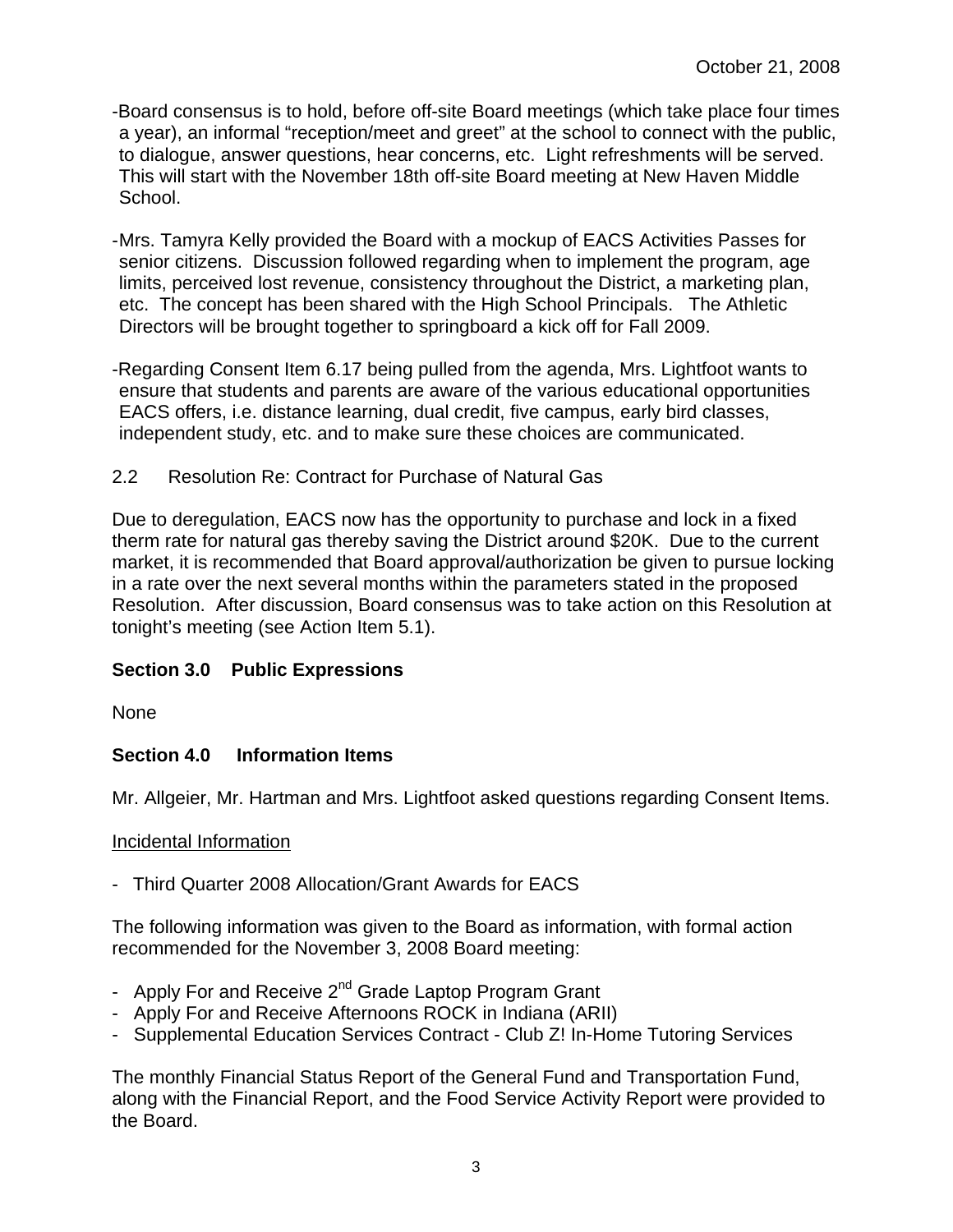October 21, 2008

- Board consensus is to hold, before off-site Board meetings (which take place four times a year), an informal "reception/meet and greet" at the school to connect with the public, to dialogue, answer questions, hear concerns, etc. Light refreshments will be served. This will start with the November 18th off-site Board meeting at New Haven Middle School.

- Mrs. Tamyra Kelly provided the Board with a mockup of EACS Activities Passes for senior citizens. Discussion followed regarding when to implement the program, age limits, perceived lost revenue, consistency throughout the District, a marketing plan, etc. The concept has been shared with the High School Principals. The Athletic Directors will be brought together to springboard a kick off for Fall 2009.

- Regarding Consent Item 6.17 being pulled from the agenda, Mrs. Lightfoot wants to ensure that students and parents are aware of the various educational opportunities EACS offers, i.e. distance learning, dual credit, five campus, early bird classes, independent study, etc. and to make sure these choices are communicated.

2.2 Resolution Re: Contract for Purchase of Natural Gas

Due to deregulation, EACS now has the opportunity to purchase and lock in a fixed therm rate for natural gas thereby saving the District around $20K. Due to the current market, it is recommended that Board approval/authorization be given to pursue locking in a rate over the next several months within the parameters stated in the proposed Resolution. After discussion, Board consensus was to take action on this Resolution at tonight's meeting (see Action Item 5.1).

**Section 3.0 Public Expressions**

None

**Section 4.0 Information Items**

Mr. Allgeier, Mr. Hartman and Mrs. Lightfoot asked questions regarding Consent Items.

Incidental Information

- Third Quarter 2008 Allocation/Grant Awards for EACS

The following information was given to the Board as information, with formal action recommended for the November 3, 2008 Board meeting:

- Apply For and Receive 2nd Grade Laptop Program Grant
- Apply For and Receive Afternoons ROCK in Indiana (ARII)
- Supplemental Education Services Contract - Club Z! In-Home Tutoring Services

The monthly Financial Status Report of the General Fund and Transportation Fund, along with the Financial Report, and the Food Service Activity Report were provided to the Board.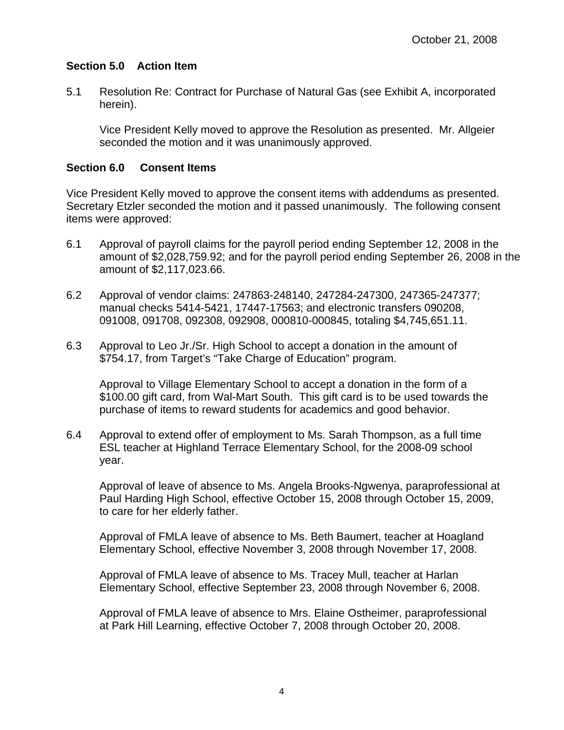October 21, 2008

### Section 5.0 Action Item

5.1 Resolution Re: Contract for Purchase of Natural Gas (see Exhibit A, incorporated herein).

Vice President Kelly moved to approve the Resolution as presented. Mr. Allgeier seconded the motion and it was unanimously approved.

### Section 6.0 Consent Items

Vice President Kelly moved to approve the consent items with addendums as presented. Secretary Etzler seconded the motion and it passed unanimously. The following consent items were approved:

6.1 Approval of payroll claims for the payroll period ending September 12, 2008 in the amount of $2,028,759.92; and for the payroll period ending September 26, 2008 in the amount of $2,117,023.66.

6.2 Approval of vendor claims: 247863-248140, 247284-247300, 247365-247377; manual checks 5414-5421, 17447-17563; and electronic transfers 090208, 091008, 091708, 092308, 092908, 000810-000845, totaling $4,745,651.11.

6.3 Approval to Leo Jr./Sr. High School to accept a donation in the amount of $754.17, from Target's "Take Charge of Education" program.

Approval to Village Elementary School to accept a donation in the form of a $100.00 gift card, from Wal-Mart South. This gift card is to be used towards the purchase of items to reward students for academics and good behavior.

6.4 Approval to extend offer of employment to Ms. Sarah Thompson, as a full time ESL teacher at Highland Terrace Elementary School, for the 2008-09 school year.

Approval of leave of absence to Ms. Angela Brooks-Ngwenya, paraprofessional at Paul Harding High School, effective October 15, 2008 through October 15, 2009, to care for her elderly father.

Approval of FMLA leave of absence to Ms. Beth Baumert, teacher at Hoagland Elementary School, effective November 3, 2008 through November 17, 2008.

Approval of FMLA leave of absence to Ms. Tracey Mull, teacher at Harlan Elementary School, effective September 23, 2008 through November 6, 2008.

Approval of FMLA leave of absence to Mrs. Elaine Ostheimer, paraprofessional at Park Hill Learning, effective October 7, 2008 through October 20, 2008.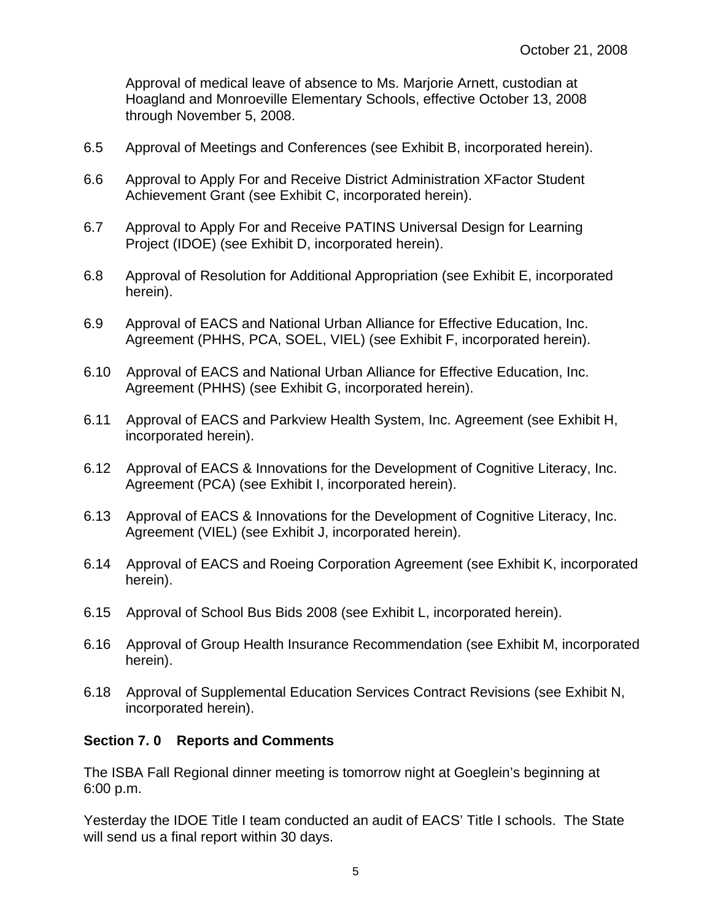October 21, 2008

Approval of medical leave of absence to Ms. Marjorie Arnett, custodian at Hoagland and Monroeville Elementary Schools, effective October 13, 2008 through November 5, 2008.

6.5 Approval of Meetings and Conferences (see Exhibit B, incorporated herein).

6.6 Approval to Apply For and Receive District Administration XFactor Student Achievement Grant (see Exhibit C, incorporated herein).

6.7 Approval to Apply For and Receive PATINS Universal Design for Learning Project (IDOE) (see Exhibit D, incorporated herein).

6.8 Approval of Resolution for Additional Appropriation (see Exhibit E, incorporated herein).

6.9 Approval of EACS and National Urban Alliance for Effective Education, Inc. Agreement (PHHS, PCA, SOEL, VIEL) (see Exhibit F, incorporated herein).

6.10 Approval of EACS and National Urban Alliance for Effective Education, Inc. Agreement (PHHS) (see Exhibit G, incorporated herein).

6.11 Approval of EACS and Parkview Health System, Inc. Agreement (see Exhibit H, incorporated herein).

6.12 Approval of EACS & Innovations for the Development of Cognitive Literacy, Inc. Agreement (PCA) (see Exhibit I, incorporated herein).

6.13 Approval of EACS & Innovations for the Development of Cognitive Literacy, Inc. Agreement (VIEL) (see Exhibit J, incorporated herein).

6.14 Approval of EACS and Roeing Corporation Agreement (see Exhibit K, incorporated herein).

6.15 Approval of School Bus Bids 2008 (see Exhibit L, incorporated herein).

6.16 Approval of Group Health Insurance Recommendation (see Exhibit M, incorporated herein).

6.18 Approval of Supplemental Education Services Contract Revisions (see Exhibit N, incorporated herein).

**Section 7. 0 Reports and Comments**

The ISBA Fall Regional dinner meeting is tomorrow night at Goeglein's beginning at 6:00 p.m.

Yesterday the IDOE Title I team conducted an audit of EACS' Title I schools. The State will send us a final report within 30 days.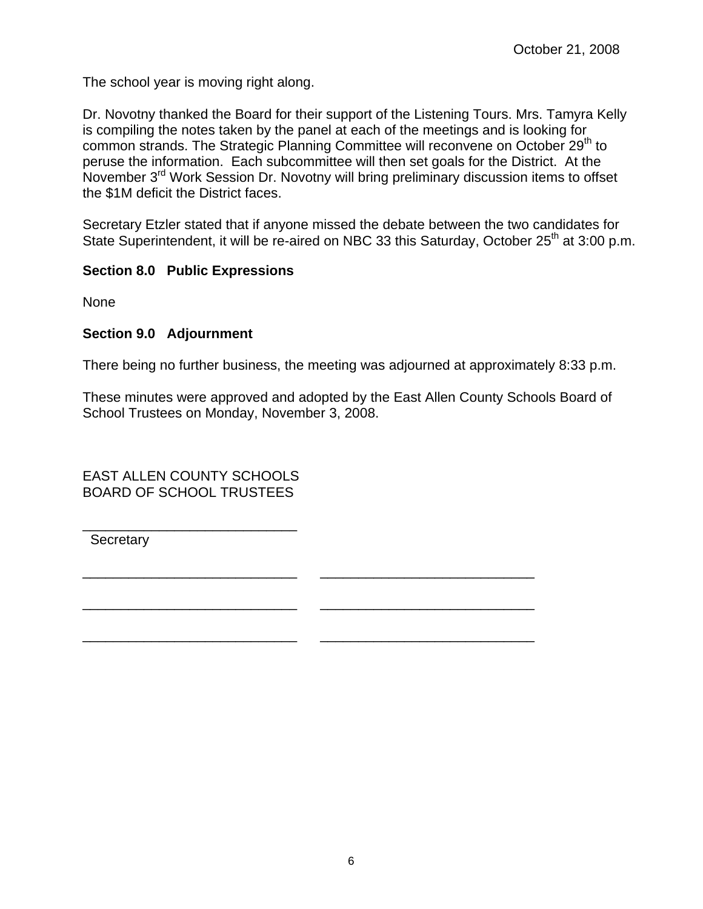October 21, 2008

The school year is moving right along.

Dr. Novotny thanked the Board for their support of the Listening Tours. Mrs. Tamyra Kelly is compiling the notes taken by the panel at each of the meetings and is looking for common strands. The Strategic Planning Committee will reconvene on October 29th to peruse the information. Each subcommittee will then set goals for the District. At the November 3rd Work Session Dr. Novotny will bring preliminary discussion items to offset the $1M deficit the District faces.

Secretary Etzler stated that if anyone missed the debate between the two candidates for State Superintendent, it will be re-aired on NBC 33 this Saturday, October 25th at 3:00 p.m.

**Section 8.0 Public Expressions**

None

**Section 9.0 Adjournment**

There being no further business, the meeting was adjourned at approximately 8:33 p.m.

These minutes were approved and adopted by the East Allen County Schools Board of School Trustees on Monday, November 3, 2008.

EAST ALLEN COUNTY SCHOOLS
BOARD OF SCHOOL TRUSTEES

____________________________
Secretary

____________________________ ____________________________

____________________________ ____________________________

____________________________ ____________________________